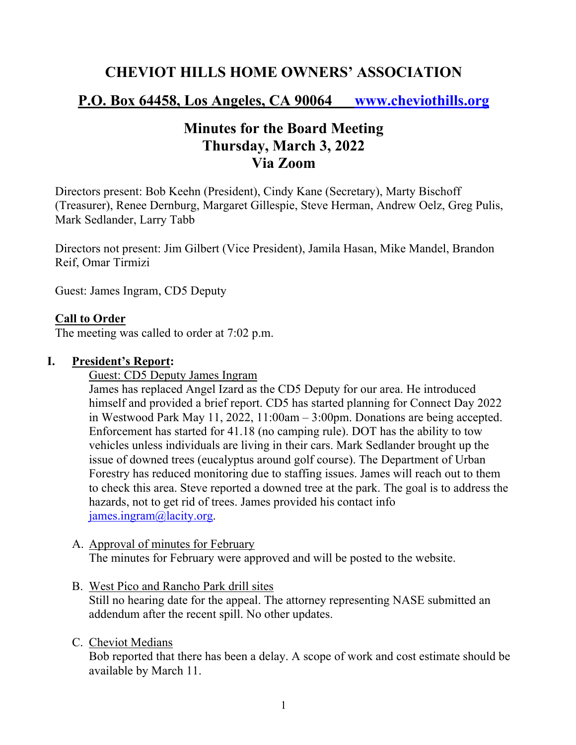# CHEVIOT HILLS HOME OWNERS' ASSOCIATION

## P.O. Box 64458, Los Angeles, CA 90064 [www.cheviothills.org](http://www.cheviothills.org)

## Minutes for the Board Meeting
## Thursday, March 3, 2022
## Via Zoom

Directors present: Bob Keehn (President), Cindy Kane (Secretary), Marty Bischoff (Treasurer), Renee Dernburg, Margaret Gillespie, Steve Herman, Andrew Oelz, Greg Pulis, Mark Sedlander, Larry Tabb

Directors not present: Jim Gilbert (Vice President), Jamila Hasan, Mike Mandel, Brandon Reif, Omar Tirmizi

Guest: James Ingram, CD5 Deputy

**Call to Order**

The meeting was called to order at 7:02 p.m.

**I. President's Report:**

Guest: CD5 Deputy James Ingram

James has replaced Angel Izard as the CD5 Deputy for our area. He introduced himself and provided a brief report. CD5 has started planning for Connect Day 2022 in Westwood Park May 11, 2022, 11:00am – 3:00pm. Donations are being accepted. Enforcement has started for 41.18 (no camping rule). DOT has the ability to tow vehicles unless individuals are living in their cars. Mark Sedlander brought up the issue of downed trees (eucalyptus around golf course). The Department of Urban Forestry has reduced monitoring due to staffing issues. James will reach out to them to check this area. Steve reported a downed tree at the park. The goal is to address the hazards, not to get rid of trees. James provided his contact info james.ingram@lacity.org.

A. Approval of minutes for February

The minutes for February were approved and will be posted to the website.

B. West Pico and Rancho Park drill sites

Still no hearing date for the appeal. The attorney representing NASE submitted an addendum after the recent spill. No other updates.

C. Cheviot Medians

Bob reported that there has been a delay. A scope of work and cost estimate should be available by March 11.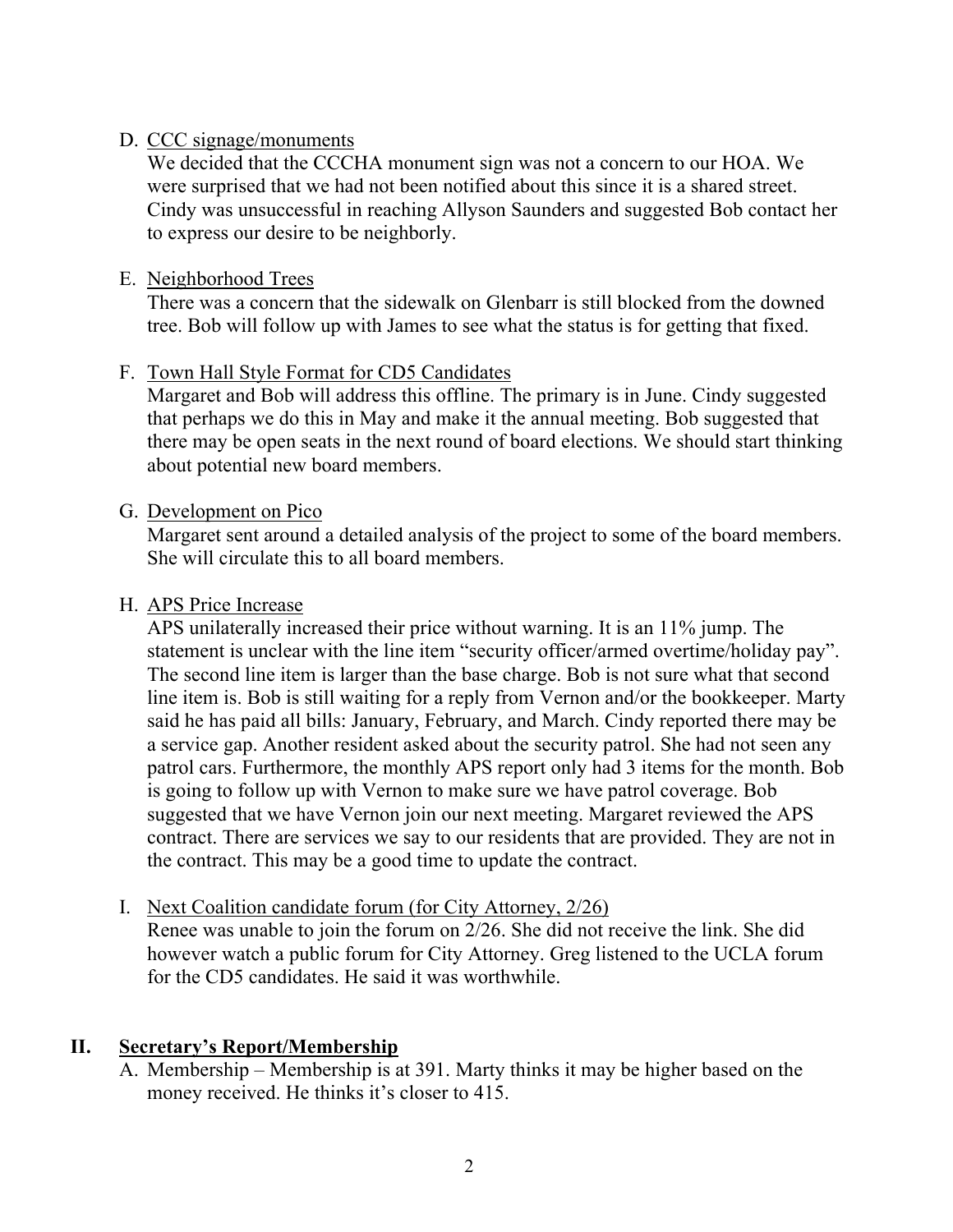D. CCC signage/monuments

We decided that the CCCHA monument sign was not a concern to our HOA. We were surprised that we had not been notified about this since it is a shared street. Cindy was unsuccessful in reaching Allyson Saunders and suggested Bob contact her to express our desire to be neighborly.

E. Neighborhood Trees

There was a concern that the sidewalk on Glenbarr is still blocked from the downed tree. Bob will follow up with James to see what the status is for getting that fixed.

F. Town Hall Style Format for CD5 Candidates

Margaret and Bob will address this offline. The primary is in June. Cindy suggested that perhaps we do this in May and make it the annual meeting. Bob suggested that there may be open seats in the next round of board elections. We should start thinking about potential new board members.

G. Development on Pico

Margaret sent around a detailed analysis of the project to some of the board members. She will circulate this to all board members.

H. APS Price Increase

APS unilaterally increased their price without warning. It is an 11% jump. The statement is unclear with the line item "security officer/armed overtime/holiday pay". The second line item is larger than the base charge. Bob is not sure what that second line item is. Bob is still waiting for a reply from Vernon and/or the bookkeeper. Marty said he has paid all bills: January, February, and March. Cindy reported there may be a service gap. Another resident asked about the security patrol. She had not seen any patrol cars. Furthermore, the monthly APS report only had 3 items for the month. Bob is going to follow up with Vernon to make sure we have patrol coverage. Bob suggested that we have Vernon join our next meeting. Margaret reviewed the APS contract. There are services we say to our residents that are provided. They are not in the contract. This may be a good time to update the contract.

I. Next Coalition candidate forum (for City Attorney, 2/26)

Renee was unable to join the forum on 2/26. She did not receive the link. She did however watch a public forum for City Attorney. Greg listened to the UCLA forum for the CD5 candidates. He said it was worthwhile.

## II. Secretary's Report/Membership

A. Membership – Membership is at 391. Marty thinks it may be higher based on the money received. He thinks it's closer to 415.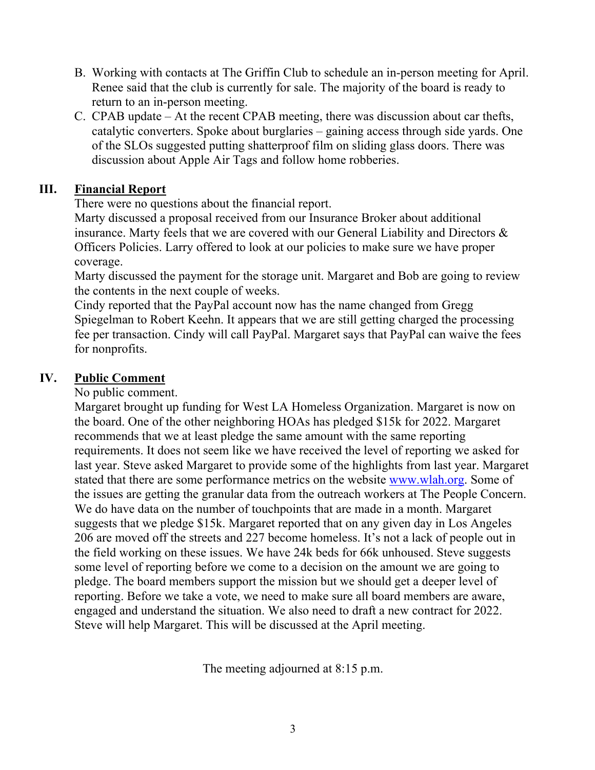B. Working with contacts at The Griffin Club to schedule an in-person meeting for April. Renee said that the club is currently for sale. The majority of the board is ready to return to an in-person meeting.

C. CPAB update – At the recent CPAB meeting, there was discussion about car thefts, catalytic converters. Spoke about burglaries – gaining access through side yards. One of the SLOs suggested putting shatterproof film on sliding glass doors. There was discussion about Apple Air Tags and follow home robberies.

## III. Financial Report

There were no questions about the financial report.

Marty discussed a proposal received from our Insurance Broker about additional insurance. Marty feels that we are covered with our General Liability and Directors & Officers Policies. Larry offered to look at our policies to make sure we have proper coverage.

Marty discussed the payment for the storage unit. Margaret and Bob are going to review the contents in the next couple of weeks.

Cindy reported that the PayPal account now has the name changed from Gregg Spiegelman to Robert Keehn. It appears that we are still getting charged the processing fee per transaction. Cindy will call PayPal. Margaret says that PayPal can waive the fees for nonprofits.

## IV. Public Comment

No public comment.

Margaret brought up funding for West LA Homeless Organization. Margaret is now on the board. One of the other neighboring HOAs has pledged $15k for 2022. Margaret recommends that we at least pledge the same amount with the same reporting requirements. It does not seem like we have received the level of reporting we asked for last year. Steve asked Margaret to provide some of the highlights from last year. Margaret stated that there are some performance metrics on the website www.wlah.org. Some of the issues are getting the granular data from the outreach workers at The People Concern. We do have data on the number of touchpoints that are made in a month. Margaret suggests that we pledge $15k. Margaret reported that on any given day in Los Angeles 206 are moved off the streets and 227 become homeless. It's not a lack of people out in the field working on these issues. We have 24k beds for 66k unhoused. Steve suggests some level of reporting before we come to a decision on the amount we are going to pledge. The board members support the mission but we should get a deeper level of reporting. Before we take a vote, we need to make sure all board members are aware, engaged and understand the situation. We also need to draft a new contract for 2022. Steve will help Margaret. This will be discussed at the April meeting.

The meeting adjourned at 8:15 p.m.